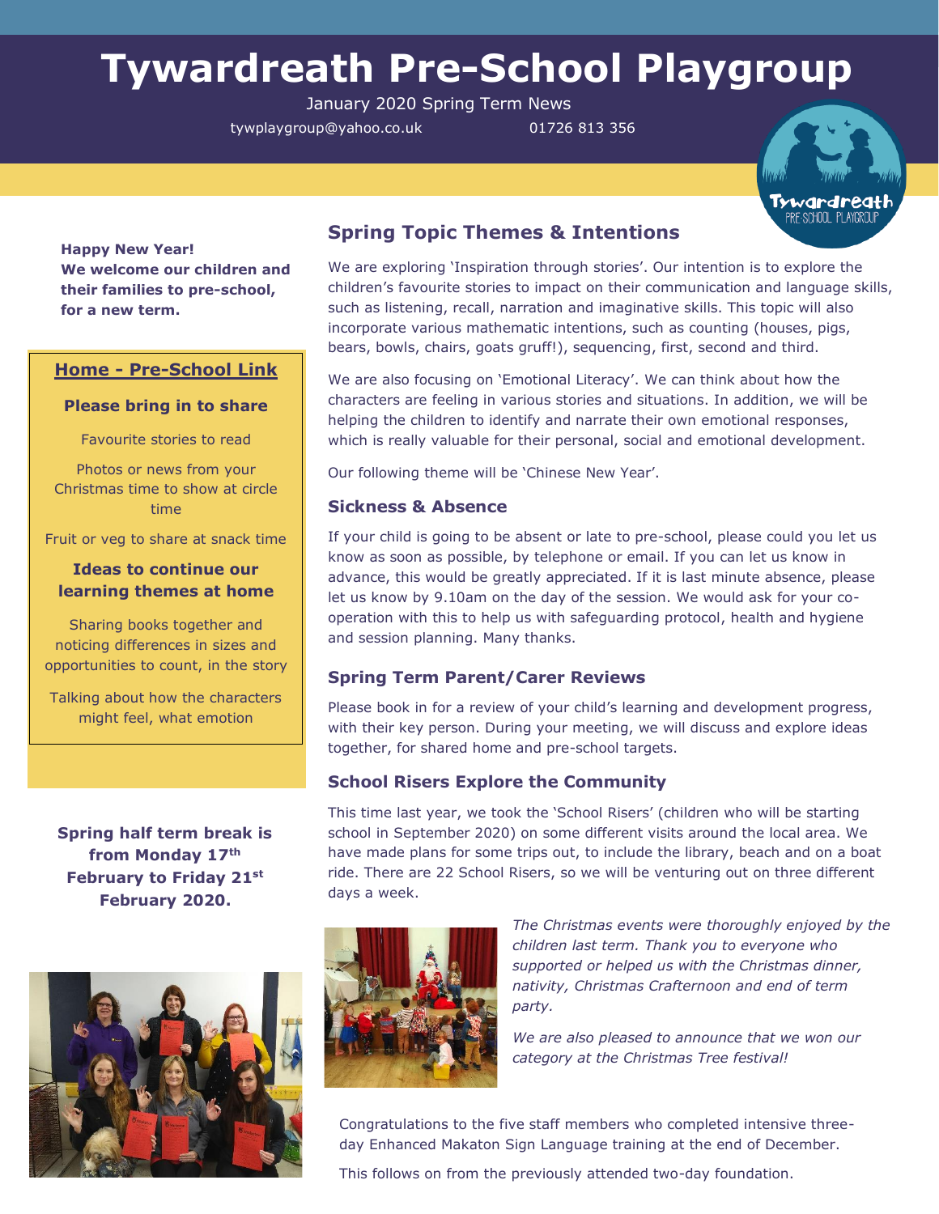# Tywardreath Pre-School Playgroup

January 2020 Spring Term News

tywplaygroup@yahoo.co.uk 01726 813 356

**Happy New Year!**
**We welcome our children and their families to pre-school, for a new term.**

## Home - Pre-School Link

### Please bring in to share

Favourite stories to read

Photos or news from your Christmas time to show at circle time

Fruit or veg to share at snack time

### Ideas to continue our learning themes at home

Sharing books together and noticing differences in sizes and opportunities to count, in the story

Talking about how the characters might feel, what emotion

**Spring half term break is from Monday 17th February to Friday 21st February 2020.**

## Spring Topic Themes & Intentions

We are exploring 'Inspiration through stories'. Our intention is to explore the children's favourite stories to impact on their communication and language skills, such as listening, recall, narration and imaginative skills. This topic will also incorporate various mathematic intentions, such as counting (houses, pigs, bears, bowls, chairs, goats gruff!), sequencing, first, second and third.

We are also focusing on 'Emotional Literacy'. We can think about how the characters are feeling in various stories and situations. In addition, we will be helping the children to identify and narrate their own emotional responses, which is really valuable for their personal, social and emotional development.

Our following theme will be 'Chinese New Year'.

### Sickness & Absence

If your child is going to be absent or late to pre-school, please could you let us know as soon as possible, by telephone or email. If you can let us know in advance, this would be greatly appreciated. If it is last minute absence, please let us know by 9.10am on the day of the session. We would ask for your co-operation with this to help us with safeguarding protocol, health and hygiene and session planning. Many thanks.

### Spring Term Parent/Carer Reviews

Please book in for a review of your child's learning and development progress, with their key person. During your meeting, we will discuss and explore ideas together, for shared home and pre-school targets.

### School Risers Explore the Community

This time last year, we took the 'School Risers' (children who will be starting school in September 2020) on some different visits around the local area. We have made plans for some trips out, to include the library, beach and on a boat ride. There are 22 School Risers, so we will be venturing out on three different days a week.

*The Christmas events were thoroughly enjoyed by the children last term. Thank you to everyone who supported or helped us with the Christmas dinner, nativity, Christmas Crafternoon and end of term party.*

*We are also pleased to announce that we won our category at the Christmas Tree festival!*

Congratulations to the five staff members who completed intensive three-day Enhanced Makaton Sign Language training at the end of December.

This follows on from the previously attended two-day foundation.